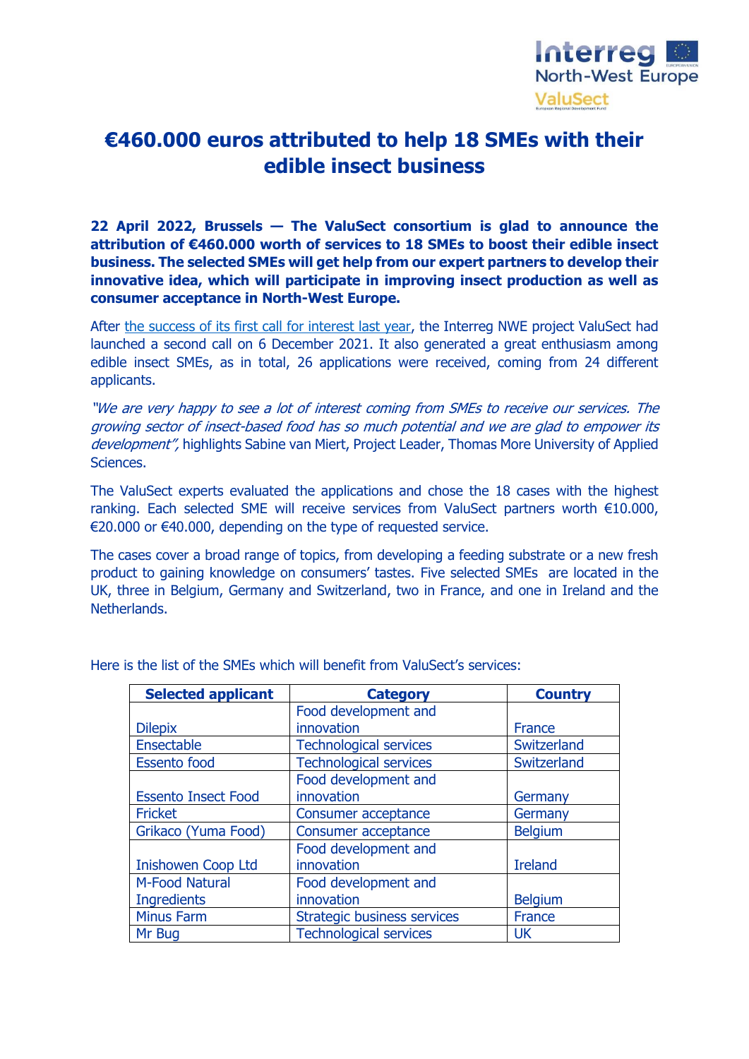# €460.000 euros attributed to help 18 SMEs with their edible insect business

**22 April 2022, Brussels — The ValuSect consortium is glad to announce the attribution of €460.000 worth of services to 18 SMEs to boost their edible insect business. The selected SMEs will get help from our expert partners to develop their innovative idea, which will participate in improving insect production as well as consumer acceptance in North-West Europe.**

After the success of its first call for interest last year, the Interreg NWE project ValuSect had launched a second call on 6 December 2021. It also generated a great enthusiasm among edible insect SMEs, as in total, 26 applications were received, coming from 24 different applicants.

*"We are very happy to see a lot of interest coming from SMEs to receive our services. The growing sector of insect-based food has so much potential and we are glad to empower its development",* highlights Sabine van Miert, Project Leader, Thomas More University of Applied Sciences.

The ValuSect experts evaluated the applications and chose the 18 cases with the highest ranking. Each selected SME will receive services from ValuSect partners worth €10.000, €20.000 or €40.000, depending on the type of requested service.

The cases cover a broad range of topics, from developing a feeding substrate or a new fresh product to gaining knowledge on consumers' tastes. Five selected SMEs are located in the UK, three in Belgium, Germany and Switzerland, two in France, and one in Ireland and the Netherlands.

Here is the list of the SMEs which will benefit from ValuSect's services:

| Selected applicant | Category | Country |
|---|---|---|
| Dilepix | Food development and innovation | France |
| Ensectable | Technological services | Switzerland |
| Essento food | Technological services | Switzerland |
| Essento Insect Food | Food development and innovation | Germany |
| Fricket | Consumer acceptance | Germany |
| Grikaco (Yuma Food) | Consumer acceptance | Belgium |
| Inishowen Coop Ltd | Food development and innovation | Ireland |
| M-Food Natural Ingredients | Food development and innovation | Belgium |
| Minus Farm | Strategic business services | France |
| Mr Bug | Technological services | UK |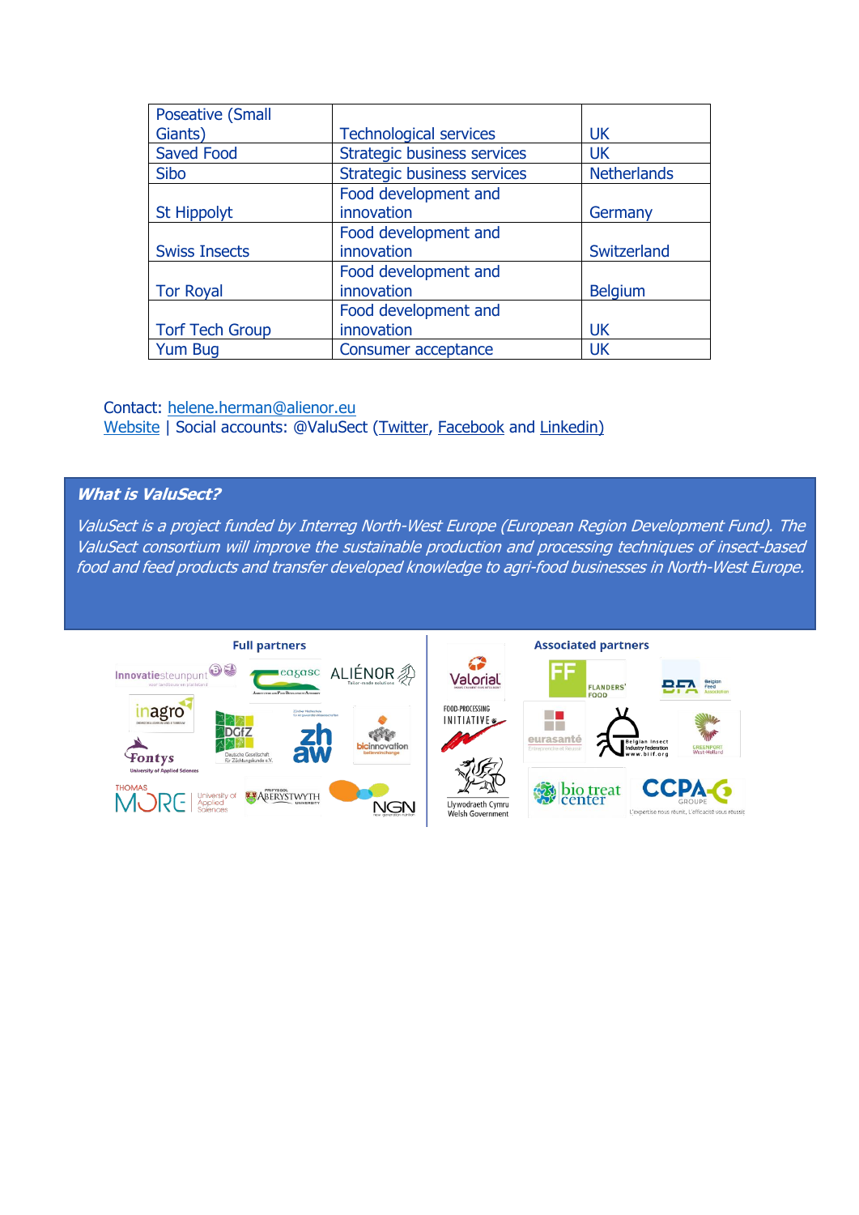| | | |
|---|---|---|
| Poseative (Small Giants) | Technological services | UK |
| Saved Food | Strategic business services | UK |
| Sibo | Strategic business services | Netherlands |
| St Hippolyt | Food development and innovation | Germany |
| Swiss Insects | Food development and innovation | Switzerland |
| Tor Royal | Food development and innovation | Belgium |
| Torf Tech Group | Food development and innovation | UK |
| Yum Bug | Consumer acceptance | UK |

Contact: helene.herman@alienor.eu
Website | Social accounts: @ValuSect (Twitter, Facebook and Linkedin)

***What is ValuSect?***

*ValuSect is a project funded by Interreg North-West Europe (European Region Development Fund). The ValuSect consortium will improve the sustainable production and processing techniques of insect-based food and feed products and transfer developed knowledge to agri-food businesses in North-West Europe.*

**Full partners**

**Associated partners**